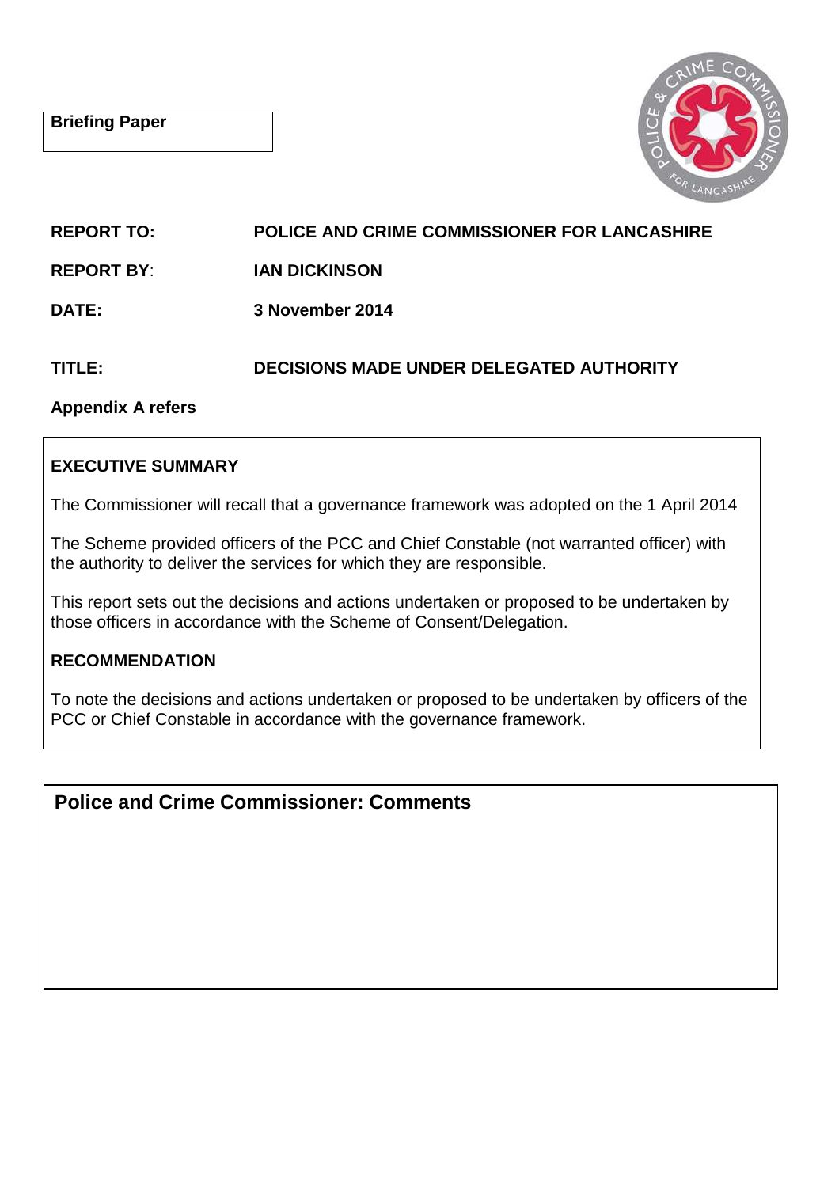**Briefing Paper**

| | |
|---|---|
| **REPORT TO:** | **POLICE AND CRIME COMMISSIONER FOR LANCASHIRE** |
| **REPORT BY**: | **IAN DICKINSON** |
| **DATE:** | **3 November 2014** |
| **TITLE:** | **DECISIONS MADE UNDER DELEGATED AUTHORITY** |

**Appendix A refers**

## EXECUTIVE SUMMARY

The Commissioner will recall that a governance framework was adopted on the 1 April 2014

The Scheme provided officers of the PCC and Chief Constable (not warranted officer) with the authority to deliver the services for which they are responsible.

This report sets out the decisions and actions undertaken or proposed to be undertaken by those officers in accordance with the Scheme of Consent/Delegation.

## RECOMMENDATION

To note the decisions and actions undertaken or proposed to be undertaken by officers of the PCC or Chief Constable in accordance with the governance framework.

## Police and Crime Commissioner: Comments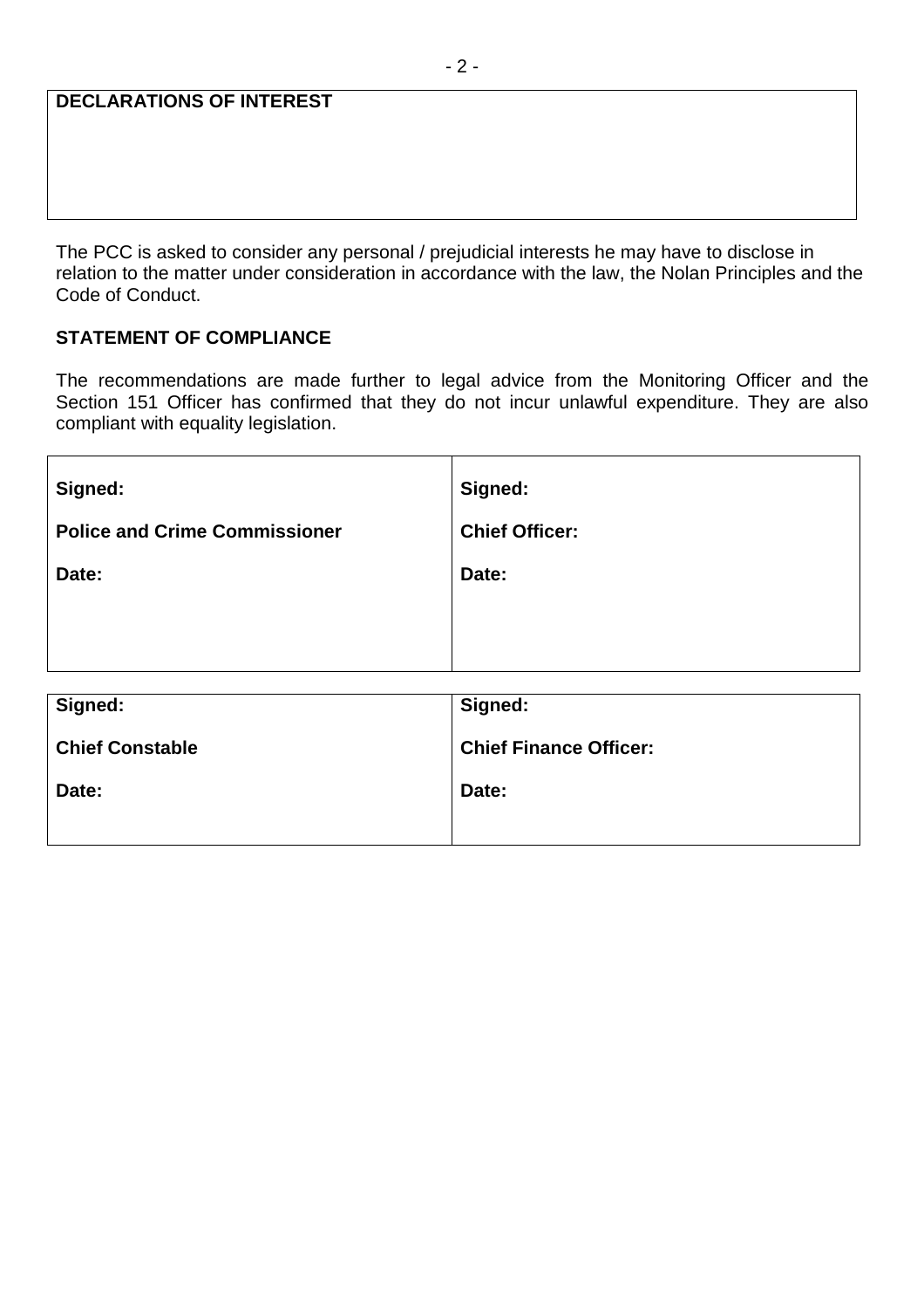| **DECLARATIONS OF INTEREST** |
| --- |
| |

The PCC is asked to consider any personal / prejudicial interests he may have to disclose in relation to the matter under consideration in accordance with the law, the Nolan Principles and the Code of Conduct.

**STATEMENT OF COMPLIANCE**

The recommendations are made further to legal advice from the Monitoring Officer and the Section 151 Officer has confirmed that they do not incur unlawful expenditure. They are also compliant with equality legislation.

| | |
| --- | --- |
| **Signed:**<br><br>**Police and Crime Commissioner**<br><br>**Date:** | **Signed:**<br><br>**Chief Officer:**<br><br>**Date:** |

| | |
| --- | --- |
| **Signed:**<br><br>**Chief Constable**<br><br>**Date:** | **Signed:**<br><br>**Chief Finance Officer:**<br><br>**Date:** |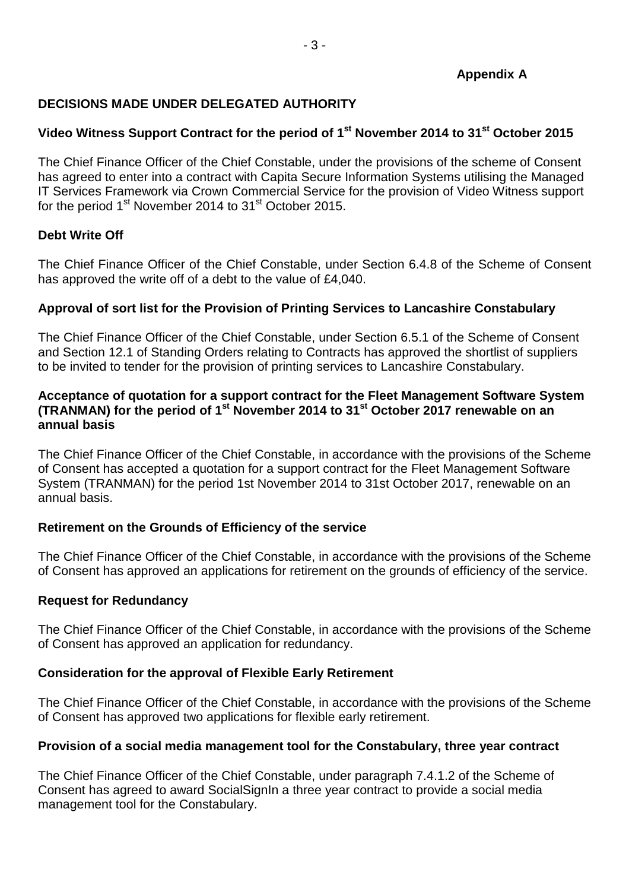**Appendix A**

## DECISIONS MADE UNDER DELEGATED AUTHORITY

### Video Witness Support Contract for the period of 1st November 2014 to 31st October 2015

The Chief Finance Officer of the Chief Constable, under the provisions of the scheme of Consent has agreed to enter into a contract with Capita Secure Information Systems utilising the Managed IT Services Framework via Crown Commercial Service for the provision of Video Witness support for the period 1st November 2014 to 31st October 2015.

### Debt Write Off

The Chief Finance Officer of the Chief Constable, under Section 6.4.8 of the Scheme of Consent has approved the write off of a debt to the value of £4,040.

### Approval of sort list for the Provision of Printing Services to Lancashire Constabulary

The Chief Finance Officer of the Chief Constable, under Section 6.5.1 of the Scheme of Consent and Section 12.1 of Standing Orders relating to Contracts has approved the shortlist of suppliers to be invited to tender for the provision of printing services to Lancashire Constabulary.

### Acceptance of quotation for a support contract for the Fleet Management Software System (TRANMAN) for the period of 1st November 2014 to 31st October 2017 renewable on an annual basis

The Chief Finance Officer of the Chief Constable, in accordance with the provisions of the Scheme of Consent has accepted a quotation for a support contract for the Fleet Management Software System (TRANMAN) for the period 1st November 2014 to 31st October 2017, renewable on an annual basis.

### Retirement on the Grounds of Efficiency of the service

The Chief Finance Officer of the Chief Constable, in accordance with the provisions of the Scheme of Consent has approved an applications for retirement on the grounds of efficiency of the service.

### Request for Redundancy

The Chief Finance Officer of the Chief Constable, in accordance with the provisions of the Scheme of Consent has approved an application for redundancy.

### Consideration for the approval of Flexible Early Retirement

The Chief Finance Officer of the Chief Constable, in accordance with the provisions of the Scheme of Consent has approved two applications for flexible early retirement.

### Provision of a social media management tool for the Constabulary, three year contract

The Chief Finance Officer of the Chief Constable, under paragraph 7.4.1.2 of the Scheme of Consent has agreed to award SocialSignIn a three year contract to provide a social media management tool for the Constabulary.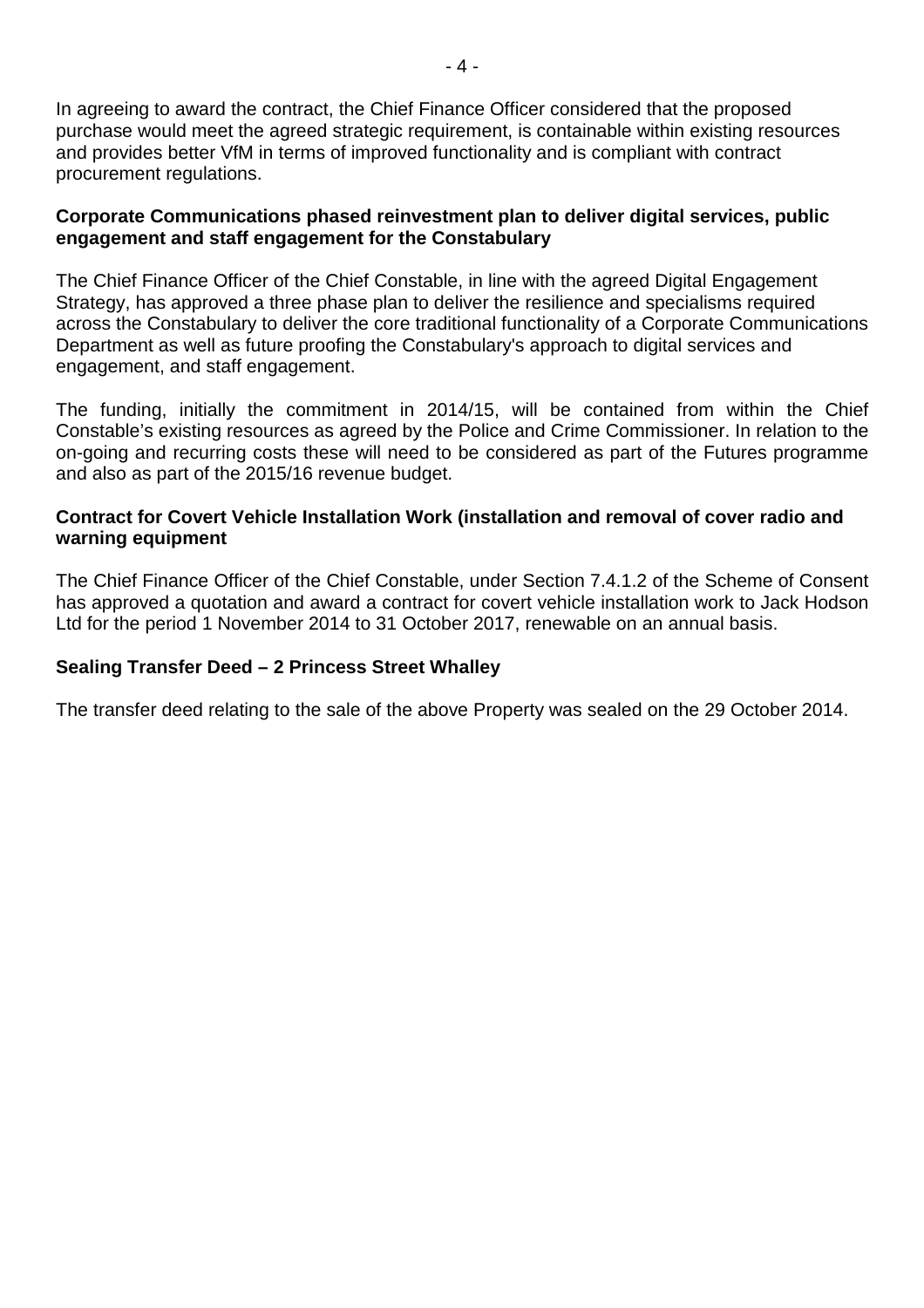In agreeing to award the contract, the Chief Finance Officer considered that the proposed purchase would meet the agreed strategic requirement, is containable within existing resources and provides better VfM in terms of improved functionality and is compliant with contract procurement regulations.

**Corporate Communications phased reinvestment plan to deliver digital services, public engagement and staff engagement for the Constabulary**

The Chief Finance Officer of the Chief Constable, in line with the agreed Digital Engagement Strategy, has approved a three phase plan to deliver the resilience and specialisms required across the Constabulary to deliver the core traditional functionality of a Corporate Communications Department as well as future proofing the Constabulary's approach to digital services and engagement, and staff engagement.

The funding, initially the commitment in 2014/15, will be contained from within the Chief Constable's existing resources as agreed by the Police and Crime Commissioner. In relation to the on-going and recurring costs these will need to be considered as part of the Futures programme and also as part of the 2015/16 revenue budget.

**Contract for Covert Vehicle Installation Work (installation and removal of cover radio and warning equipment**

The Chief Finance Officer of the Chief Constable, under Section 7.4.1.2 of the Scheme of Consent has approved a quotation and award a contract for covert vehicle installation work to Jack Hodson Ltd for the period 1 November 2014 to 31 October 2017, renewable on an annual basis.

**Sealing Transfer Deed – 2 Princess Street Whalley**

The transfer deed relating to the sale of the above Property was sealed on the 29 October 2014.